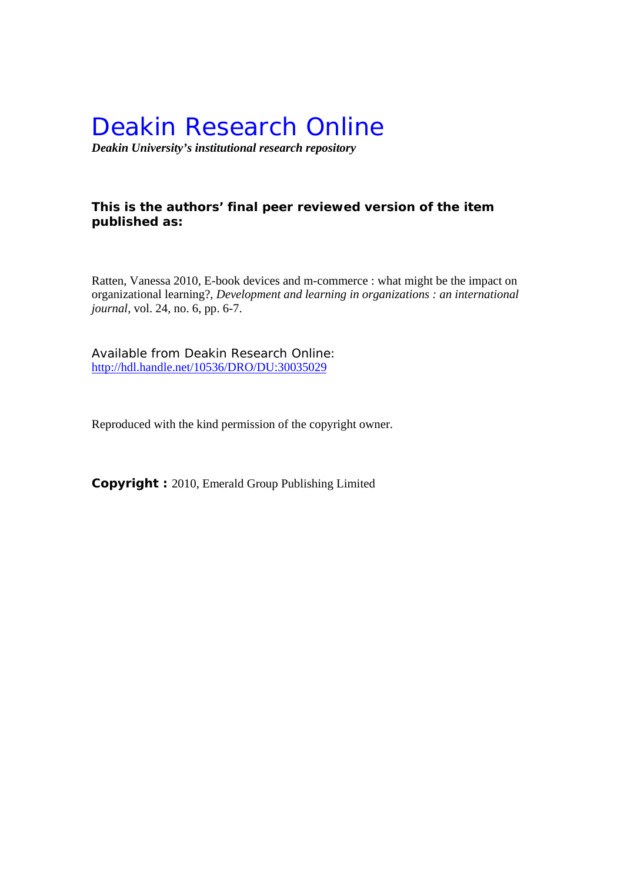# Deakin Research Online

***Deakin University's institutional research repository***

**This is the authors' final peer reviewed version of the item published as:**

Ratten, Vanessa 2010, E-book devices and m-commerce : what might be the impact on organizational learning?, *Development and learning in organizations : an international journal*, vol. 24, no. 6, pp. 6-7.

Available from Deakin Research Online:
http://hdl.handle.net/10536/DRO/DU:30035029

Reproduced with the kind permission of the copyright owner.

**Copyright :** 2010, Emerald Group Publishing Limited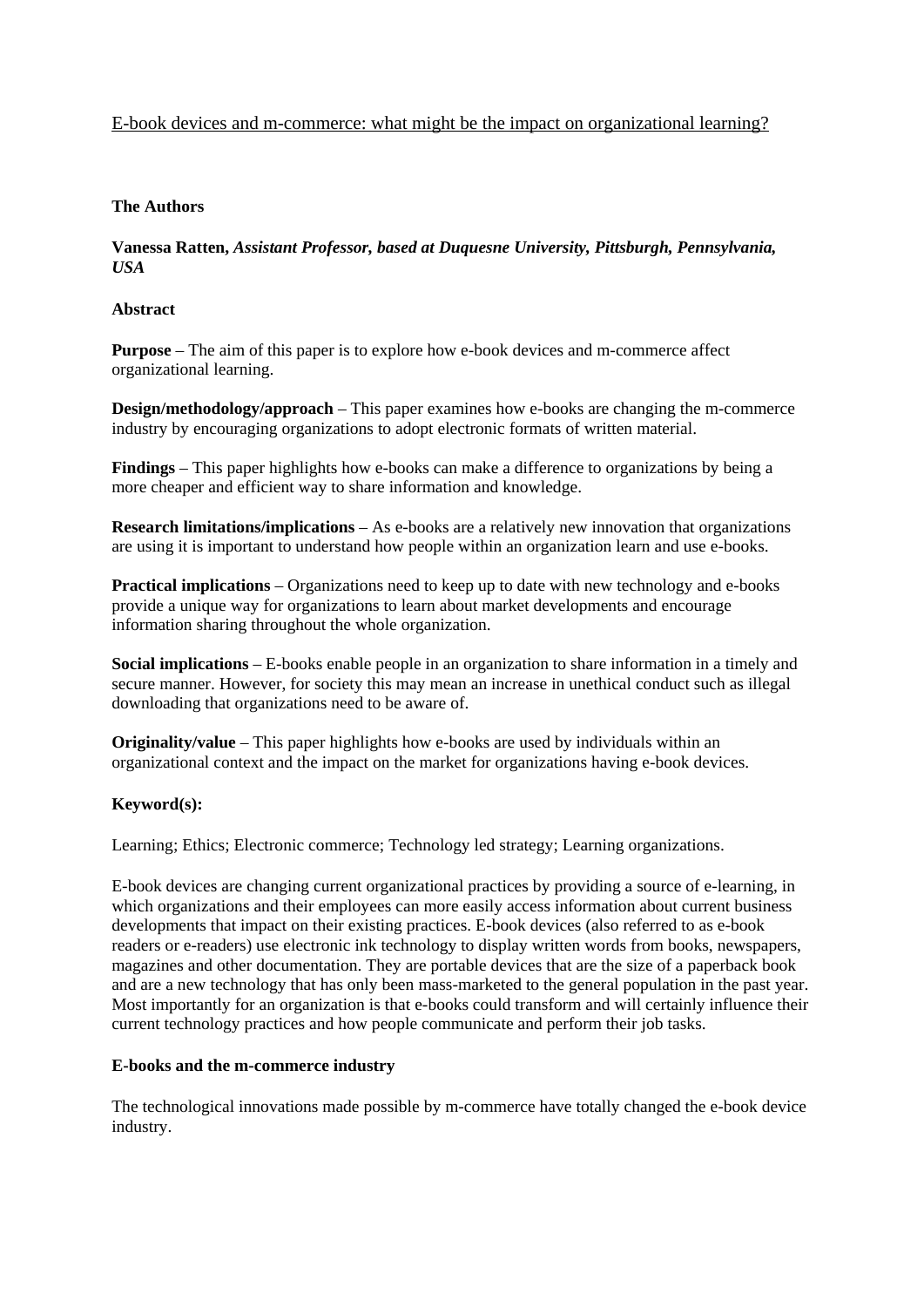E-book devices and m-commerce: what might be the impact on organizational learning?

**The Authors**

***Vanessa Ratten**, Assistant Professor, based at Duquesne University, Pittsburgh, Pennsylvania, USA*

**Abstract**

**Purpose** – The aim of this paper is to explore how e-book devices and m-commerce affect organizational learning.

**Design/methodology/approach** – This paper examines how e-books are changing the m-commerce industry by encouraging organizations to adopt electronic formats of written material.

**Findings** – This paper highlights how e-books can make a difference to organizations by being a more cheaper and efficient way to share information and knowledge.

**Research limitations/implications** – As e-books are a relatively new innovation that organizations are using it is important to understand how people within an organization learn and use e-books.

**Practical implications** – Organizations need to keep up to date with new technology and e-books provide a unique way for organizations to learn about market developments and encourage information sharing throughout the whole organization.

**Social implications** – E-books enable people in an organization to share information in a timely and secure manner. However, for society this may mean an increase in unethical conduct such as illegal downloading that organizations need to be aware of.

**Originality/value** – This paper highlights how e-books are used by individuals within an organizational context and the impact on the market for organizations having e-book devices.

**Keyword(s):**

Learning; Ethics; Electronic commerce; Technology led strategy; Learning organizations.

E-book devices are changing current organizational practices by providing a source of e-learning, in which organizations and their employees can more easily access information about current business developments that impact on their existing practices. E-book devices (also referred to as e-book readers or e-readers) use electronic ink technology to display written words from books, newspapers, magazines and other documentation. They are portable devices that are the size of a paperback book and are a new technology that has only been mass-marketed to the general population in the past year. Most importantly for an organization is that e-books could transform and will certainly influence their current technology practices and how people communicate and perform their job tasks.

**E-books and the m-commerce industry**

The technological innovations made possible by m-commerce have totally changed the e-book device industry.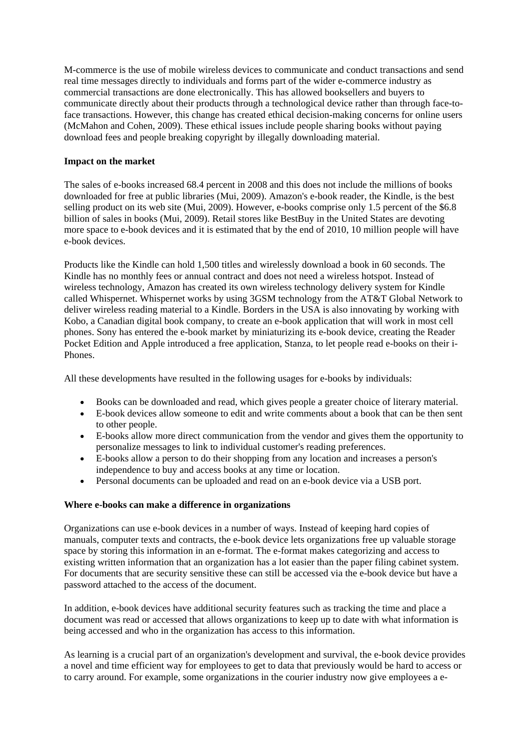M-commerce is the use of mobile wireless devices to communicate and conduct transactions and send real time messages directly to individuals and forms part of the wider e-commerce industry as commercial transactions are done electronically. This has allowed booksellers and buyers to communicate directly about their products through a technological device rather than through face-to-face transactions. However, this change has created ethical decision-making concerns for online users (McMahon and Cohen, 2009). These ethical issues include people sharing books without paying download fees and people breaking copyright by illegally downloading material.

**Impact on the market**

The sales of e-books increased 68.4 percent in 2008 and this does not include the millions of books downloaded for free at public libraries (Mui, 2009). Amazon's e-book reader, the Kindle, is the best selling product on its web site (Mui, 2009). However, e-books comprise only 1.5 percent of the $6.8 billion of sales in books (Mui, 2009). Retail stores like BestBuy in the United States are devoting more space to e-book devices and it is estimated that by the end of 2010, 10 million people will have e-book devices.

Products like the Kindle can hold 1,500 titles and wirelessly download a book in 60 seconds. The Kindle has no monthly fees or annual contract and does not need a wireless hotspot. Instead of wireless technology, Amazon has created its own wireless technology delivery system for Kindle called Whispernet. Whispernet works by using 3GSM technology from the AT&T Global Network to deliver wireless reading material to a Kindle. Borders in the USA is also innovating by working with Kobo, a Canadian digital book company, to create an e-book application that will work in most cell phones. Sony has entered the e-book market by miniaturizing its e-book device, creating the Reader Pocket Edition and Apple introduced a free application, Stanza, to let people read e-books on their i-Phones.

All these developments have resulted in the following usages for e-books by individuals:

- Books can be downloaded and read, which gives people a greater choice of literary material.
- E-book devices allow someone to edit and write comments about a book that can be then sent to other people.
- E-books allow more direct communication from the vendor and gives them the opportunity to personalize messages to link to individual customer's reading preferences.
- E-books allow a person to do their shopping from any location and increases a person's independence to buy and access books at any time or location.
- Personal documents can be uploaded and read on an e-book device via a USB port.

**Where e-books can make a difference in organizations**

Organizations can use e-book devices in a number of ways. Instead of keeping hard copies of manuals, computer texts and contracts, the e-book device lets organizations free up valuable storage space by storing this information in an e-format. The e-format makes categorizing and access to existing written information that an organization has a lot easier than the paper filing cabinet system. For documents that are security sensitive these can still be accessed via the e-book device but have a password attached to the access of the document.

In addition, e-book devices have additional security features such as tracking the time and place a document was read or accessed that allows organizations to keep up to date with what information is being accessed and who in the organization has access to this information.

As learning is a crucial part of an organization's development and survival, the e-book device provides a novel and time efficient way for employees to get to data that previously would be hard to access or to carry around. For example, some organizations in the courier industry now give employees a e-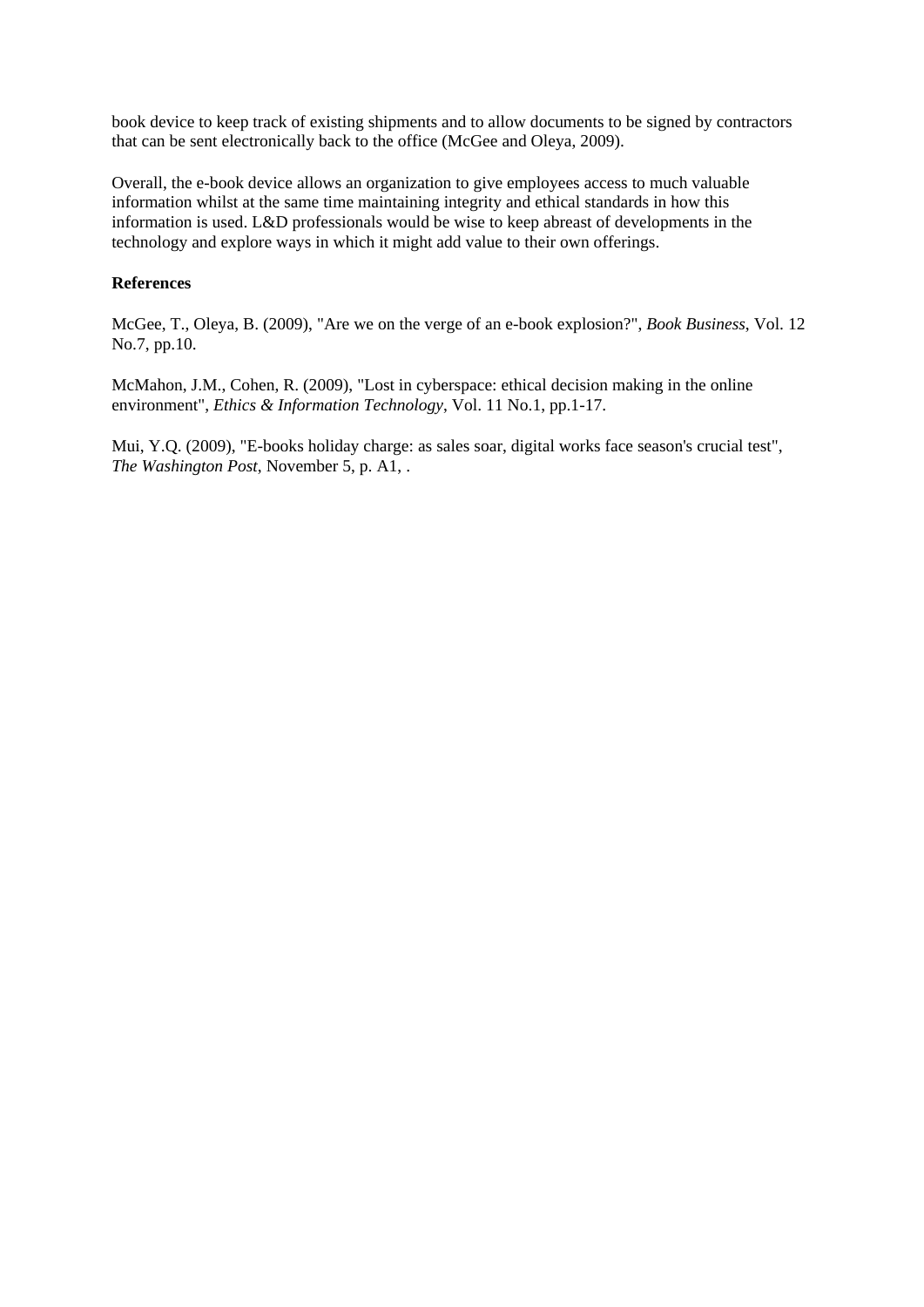book device to keep track of existing shipments and to allow documents to be signed by contractors that can be sent electronically back to the office (McGee and Oleya, 2009).

Overall, the e-book device allows an organization to give employees access to much valuable information whilst at the same time maintaining integrity and ethical standards in how this information is used. L&D professionals would be wise to keep abreast of developments in the technology and explore ways in which it might add value to their own offerings.

**References**

McGee, T., Oleya, B. (2009), "Are we on the verge of an e-book explosion?", *Book Business*, Vol. 12 No.7, pp.10.

McMahon, J.M., Cohen, R. (2009), "Lost in cyberspace: ethical decision making in the online environment", *Ethics & Information Technology*, Vol. 11 No.1, pp.1-17.

Mui, Y.Q. (2009), "E-books holiday charge: as sales soar, digital works face season's crucial test", *The Washington Post*, November 5, p. A1, .